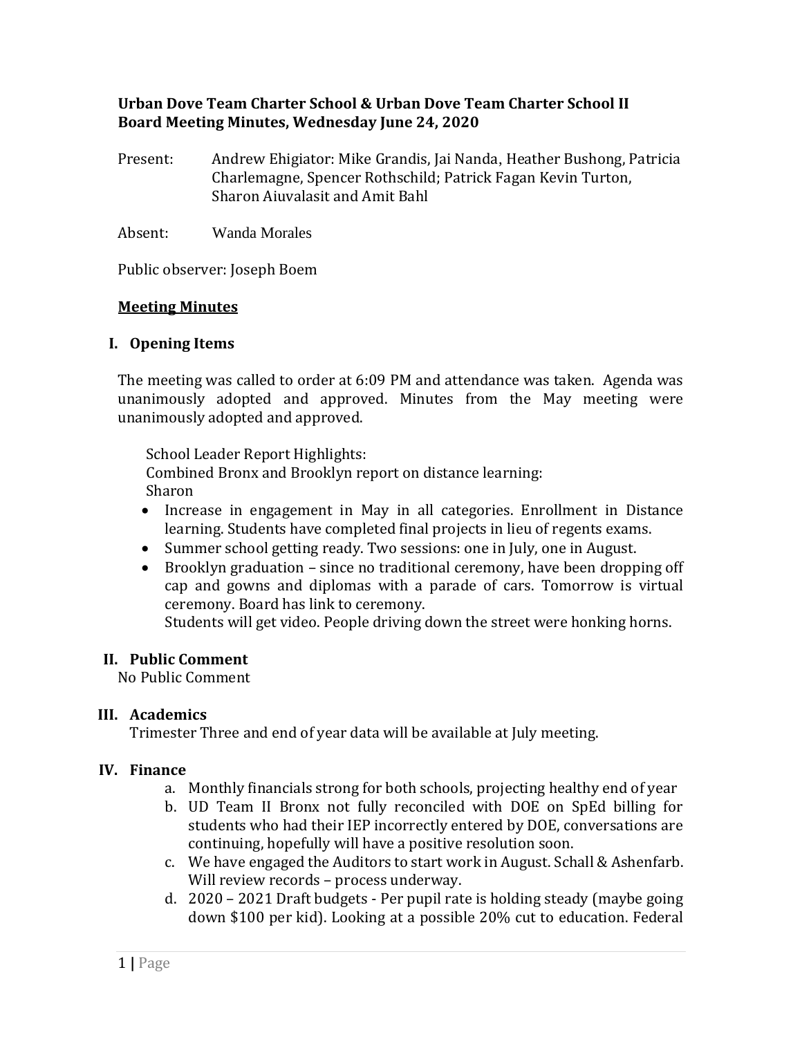**Urban Dove Team Charter School & Urban Dove Team Charter School II**
**Board Meeting Minutes, Wednesday June 24, 2020**

Present: Andrew Ehigiator: Mike Grandis, Jai Nanda, Heather Bushong, Patricia Charlemagne, Spencer Rothschild; Patrick Fagan Kevin Turton, Sharon Aiuvalasit and Amit Bahl

Absent: Wanda Morales

Public observer: Joseph Boem

**<u>Meeting Minutes</u>**

## I. Opening Items

The meeting was called to order at 6:09 PM and attendance was taken. Agenda was unanimously adopted and approved. Minutes from the May meeting were unanimously adopted and approved.

School Leader Report Highlights:
Combined Bronx and Brooklyn report on distance learning:
Sharon

- Increase in engagement in May in all categories. Enrollment in Distance learning. Students have completed final projects in lieu of regents exams.
- Summer school getting ready. Two sessions: one in July, one in August.
- Brooklyn graduation – since no traditional ceremony, have been dropping off cap and gowns and diplomas with a parade of cars. Tomorrow is virtual ceremony. Board has link to ceremony.
  Students will get video. People driving down the street were honking horns.

## II. Public Comment

No Public Comment

## III. Academics

Trimester Three and end of year data will be available at July meeting.

## IV. Finance

a. Monthly financials strong for both schools, projecting healthy end of year
b. UD Team II Bronx not fully reconciled with DOE on SpEd billing for students who had their IEP incorrectly entered by DOE, conversations are continuing, hopefully will have a positive resolution soon.
c. We have engaged the Auditors to start work in August. Schall & Ashenfarb. Will review records – process underway.
d. 2020 – 2021 Draft budgets - Per pupil rate is holding steady (maybe going down $100 per kid). Looking at a possible 20% cut to education. Federal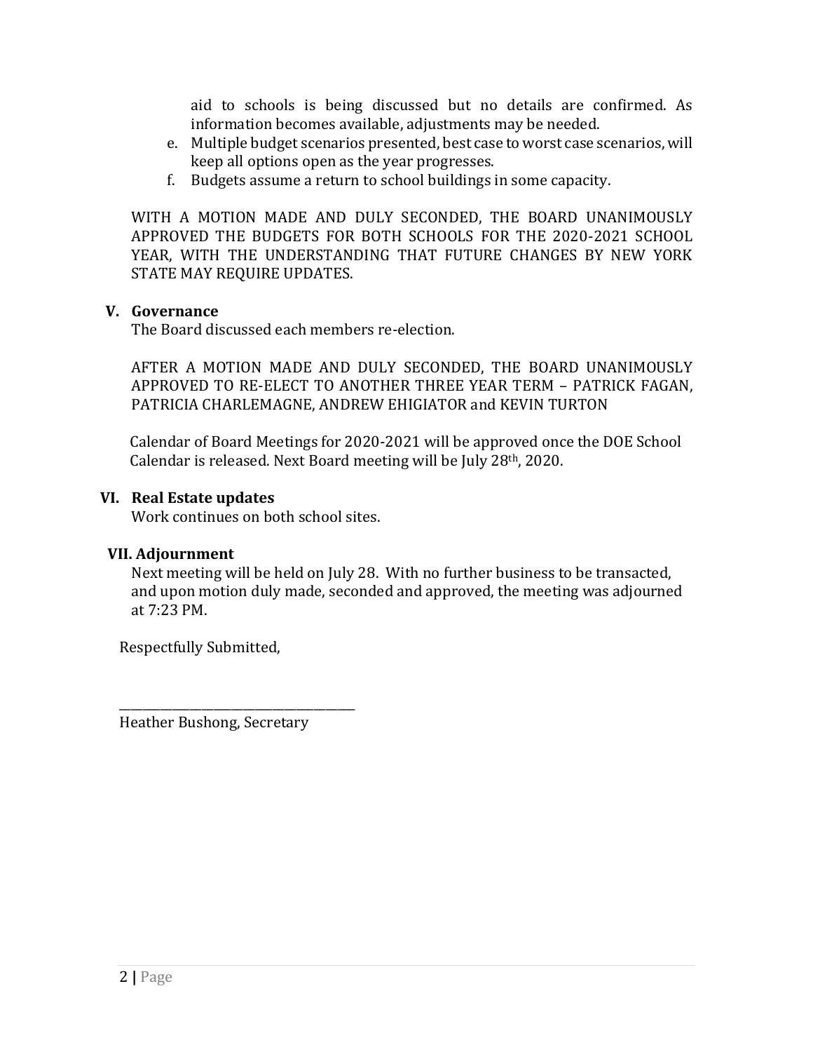aid to schools is being discussed but no details are confirmed. As information becomes available, adjustments may be needed.

e. Multiple budget scenarios presented, best case to worst case scenarios, will keep all options open as the year progresses.
f. Budgets assume a return to school buildings in some capacity.

WITH A MOTION MADE AND DULY SECONDED, THE BOARD UNANIMOUSLY APPROVED THE BUDGETS FOR BOTH SCHOOLS FOR THE 2020-2021 SCHOOL YEAR, WITH THE UNDERSTANDING THAT FUTURE CHANGES BY NEW YORK STATE MAY REQUIRE UPDATES.

## V. Governance

The Board discussed each members re-election.

AFTER A MOTION MADE AND DULY SECONDED, THE BOARD UNANIMOUSLY APPROVED TO RE-ELECT TO ANOTHER THREE YEAR TERM – PATRICK FAGAN, PATRICIA CHARLEMAGNE, ANDREW EHIGIATOR and KEVIN TURTON

Calendar of Board Meetings for 2020-2021 will be approved once the DOE School Calendar is released. Next Board meeting will be July 28th, 2020.

## VI. Real Estate updates

Work continues on both school sites.

## VII. Adjournment

Next meeting will be held on July 28. With no further business to be transacted, and upon motion duly made, seconded and approved, the meeting was adjourned at 7:23 PM.

Respectfully Submitted,

\_\_\_\_\_\_\_\_\_\_\_\_\_\_\_\_\_\_\_\_\_\_\_\_\_\_\_\_\_\_\_\_\_\_\_\_\_\_

Heather Bushong, Secretary